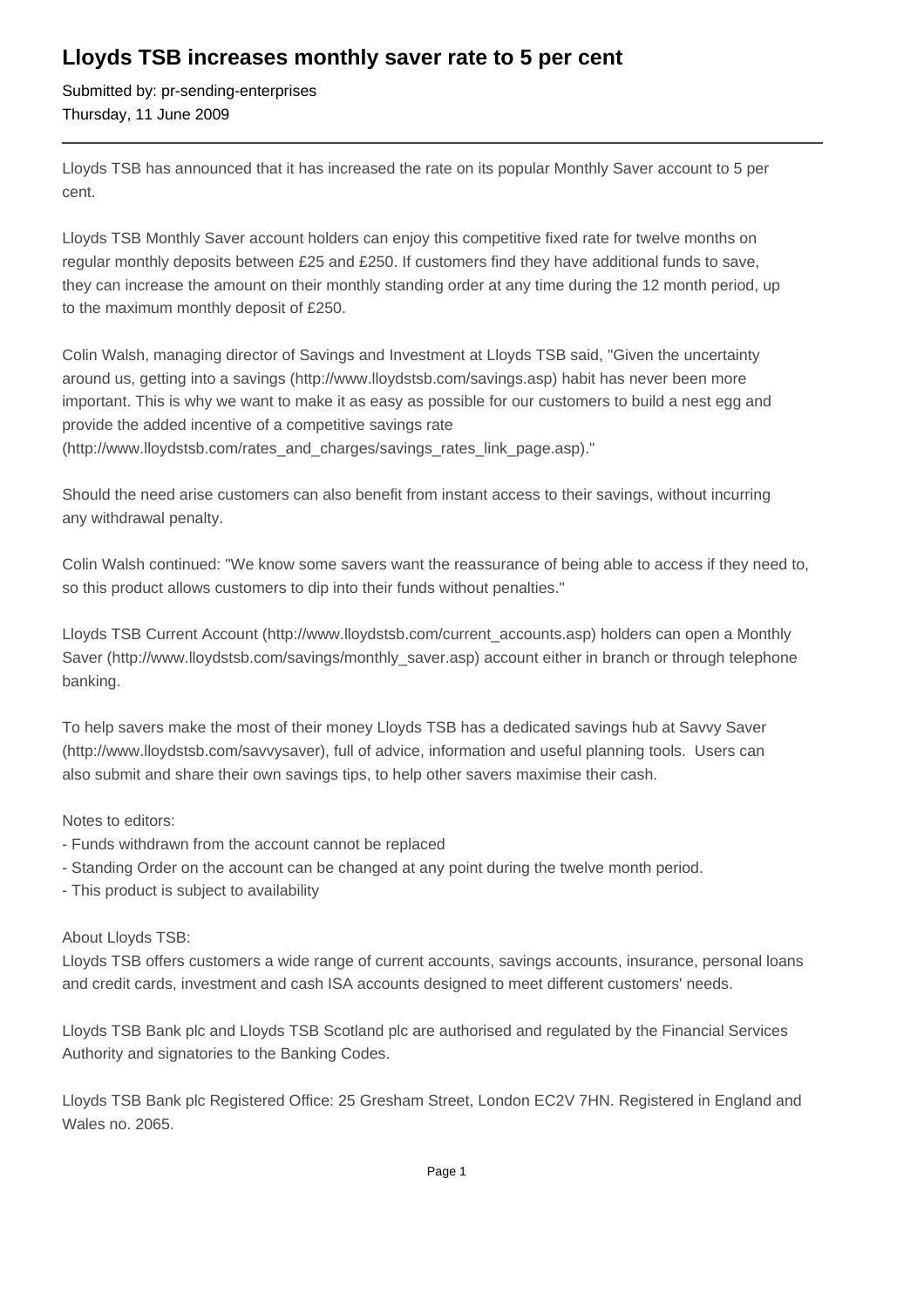# Lloyds TSB increases monthly saver rate to 5 per cent

Submitted by: pr-sending-enterprises
Thursday, 11 June 2009

---

Lloyds TSB has announced that it has increased the rate on its popular Monthly Saver account to 5 per cent.

Lloyds TSB Monthly Saver account holders can enjoy this competitive fixed rate for twelve months on regular monthly deposits between £25 and £250. If customers find they have additional funds to save, they can increase the amount on their monthly standing order at any time during the 12 month period, up to the maximum monthly deposit of £250.

Colin Walsh, managing director of Savings and Investment at Lloyds TSB said, "Given the uncertainty around us, getting into a savings (http://www.lloydstsb.com/savings.asp) habit has never been more important. This is why we want to make it as easy as possible for our customers to build a nest egg and provide the added incentive of a competitive savings rate (http://www.lloydstsb.com/rates_and_charges/savings_rates_link_page.asp)."

Should the need arise customers can also benefit from instant access to their savings, without incurring any withdrawal penalty.

Colin Walsh continued: "We know some savers want the reassurance of being able to access if they need to, so this product allows customers to dip into their funds without penalties."

Lloyds TSB Current Account (http://www.lloydstsb.com/current_accounts.asp) holders can open a Monthly Saver (http://www.lloydstsb.com/savings/monthly_saver.asp) account either in branch or through telephone banking.

To help savers make the most of their money Lloyds TSB has a dedicated savings hub at Savvy Saver (http://www.lloydstsb.com/savvysaver), full of advice, information and useful planning tools. Users can also submit and share their own savings tips, to help other savers maximise their cash.

Notes to editors:
- Funds withdrawn from the account cannot be replaced
- Standing Order on the account can be changed at any point during the twelve month period.
- This product is subject to availability

About Lloyds TSB:
Lloyds TSB offers customers a wide range of current accounts, savings accounts, insurance, personal loans and credit cards, investment and cash ISA accounts designed to meet different customers' needs.

Lloyds TSB Bank plc and Lloyds TSB Scotland plc are authorised and regulated by the Financial Services Authority and signatories to the Banking Codes.

Lloyds TSB Bank plc Registered Office: 25 Gresham Street, London EC2V 7HN. Registered in England and Wales no. 2065.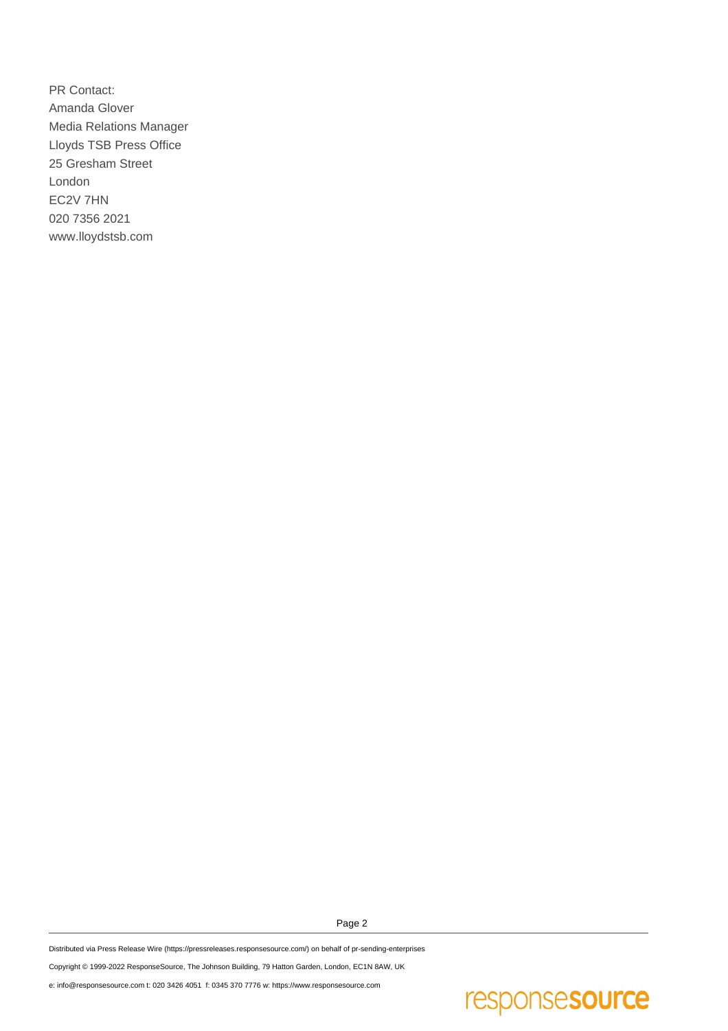PR Contact:
Amanda Glover
Media Relations Manager
Lloyds TSB Press Office
25 Gresham Street
London
EC2V 7HN
020 7356 2021
www.lloydstsb.com